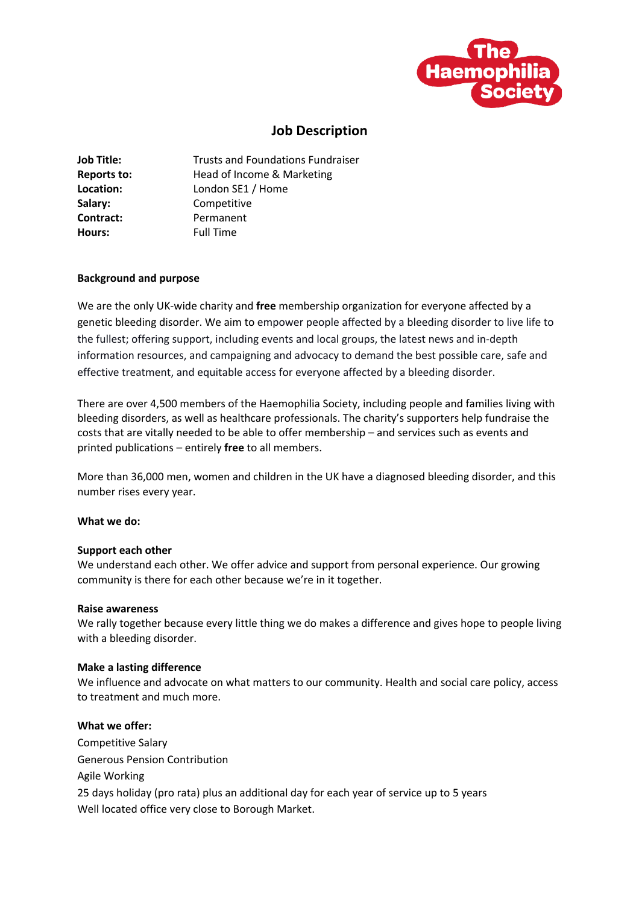# Job Description

| | |
|---|---|
| **Job Title:** | Trusts and Foundations Fundraiser |
| **Reports to:** | Head of Income & Marketing |
| **Location:** | London SE1 / Home |
| **Salary:** | Competitive |
| **Contract:** | Permanent |
| **Hours:** | Full Time |

**Background and purpose**

We are the only UK-wide charity and **free** membership organization for everyone affected by a genetic bleeding disorder. We aim to empower people affected by a bleeding disorder to live life to the fullest; offering support, including events and local groups, the latest news and in-depth information resources, and campaigning and advocacy to demand the best possible care, safe and effective treatment, and equitable access for everyone affected by a bleeding disorder.

There are over 4,500 members of the Haemophilia Society, including people and families living with bleeding disorders, as well as healthcare professionals. The charity's supporters help fundraise the costs that are vitally needed to be able to offer membership – and services such as events and printed publications – entirely **free** to all members.

More than 36,000 men, women and children in the UK have a diagnosed bleeding disorder, and this number rises every year.

**What we do:**

**Support each other**
We understand each other. We offer advice and support from personal experience. Our growing community is there for each other because we're in it together.

**Raise awareness**
We rally together because every little thing we do makes a difference and gives hope to people living with a bleeding disorder.

**Make a lasting difference**
We influence and advocate on what matters to our community. Health and social care policy, access to treatment and much more.

**What we offer:**
Competitive Salary
Generous Pension Contribution
Agile Working
25 days holiday (pro rata) plus an additional day for each year of service up to 5 years
Well located office very close to Borough Market.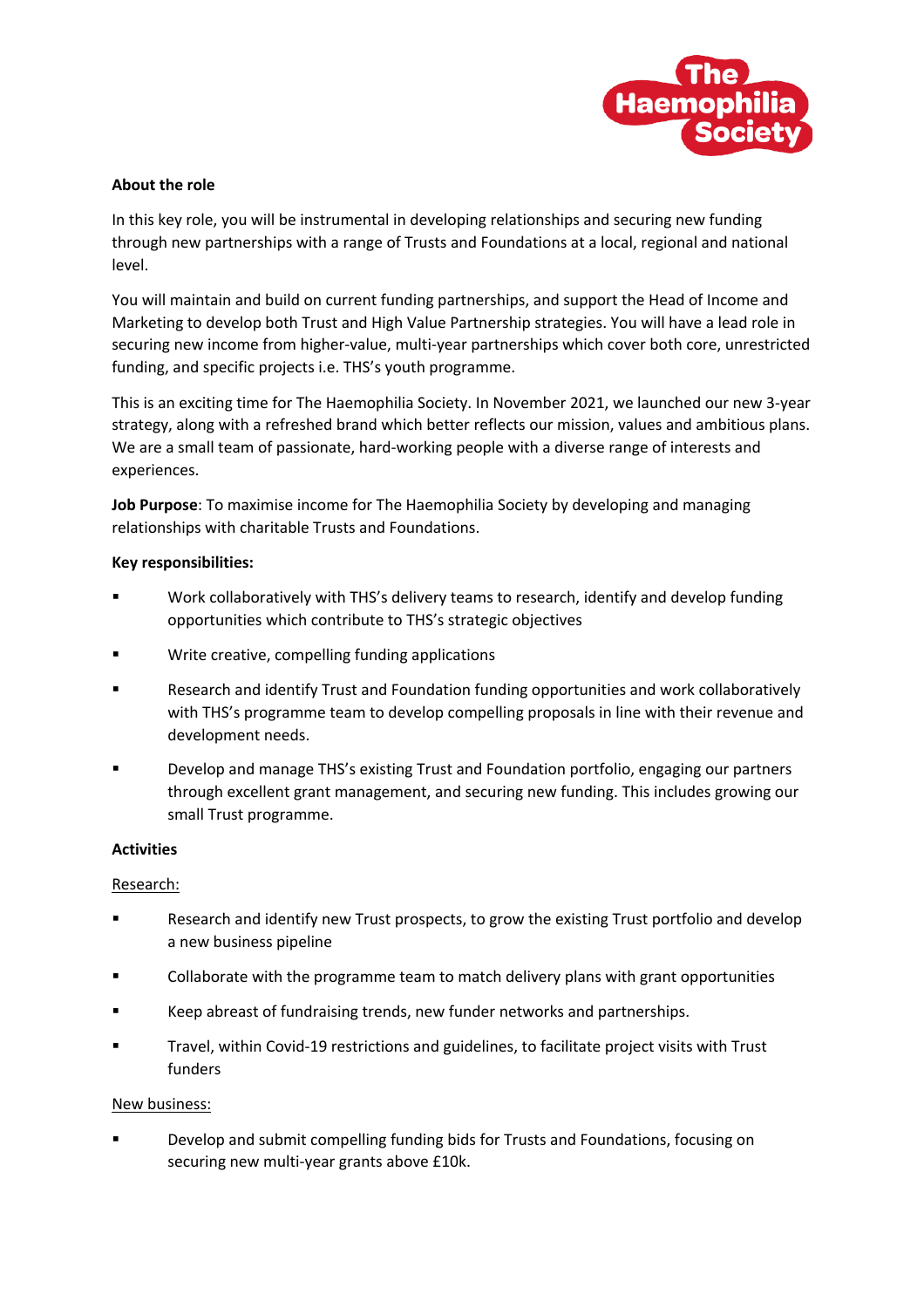**About the role**

In this key role, you will be instrumental in developing relationships and securing new funding through new partnerships with a range of Trusts and Foundations at a local, regional and national level.

You will maintain and build on current funding partnerships, and support the Head of Income and Marketing to develop both Trust and High Value Partnership strategies. You will have a lead role in securing new income from higher-value, multi-year partnerships which cover both core, unrestricted funding, and specific projects i.e. THS's youth programme.

This is an exciting time for The Haemophilia Society. In November 2021, we launched our new 3-year strategy, along with a refreshed brand which better reflects our mission, values and ambitious plans. We are a small team of passionate, hard-working people with a diverse range of interests and experiences.

**Job Purpose**: To maximise income for The Haemophilia Society by developing and managing relationships with charitable Trusts and Foundations.

**Key responsibilities:**

- Work collaboratively with THS's delivery teams to research, identify and develop funding opportunities which contribute to THS's strategic objectives
- Write creative, compelling funding applications
- Research and identify Trust and Foundation funding opportunities and work collaboratively with THS's programme team to develop compelling proposals in line with their revenue and development needs.
- Develop and manage THS's existing Trust and Foundation portfolio, engaging our partners through excellent grant management, and securing new funding. This includes growing our small Trust programme.

**Activities**

Research:

- Research and identify new Trust prospects, to grow the existing Trust portfolio and develop a new business pipeline
- Collaborate with the programme team to match delivery plans with grant opportunities
- Keep abreast of fundraising trends, new funder networks and partnerships.
- Travel, within Covid-19 restrictions and guidelines, to facilitate project visits with Trust funders

New business:

- Develop and submit compelling funding bids for Trusts and Foundations, focusing on securing new multi-year grants above £10k.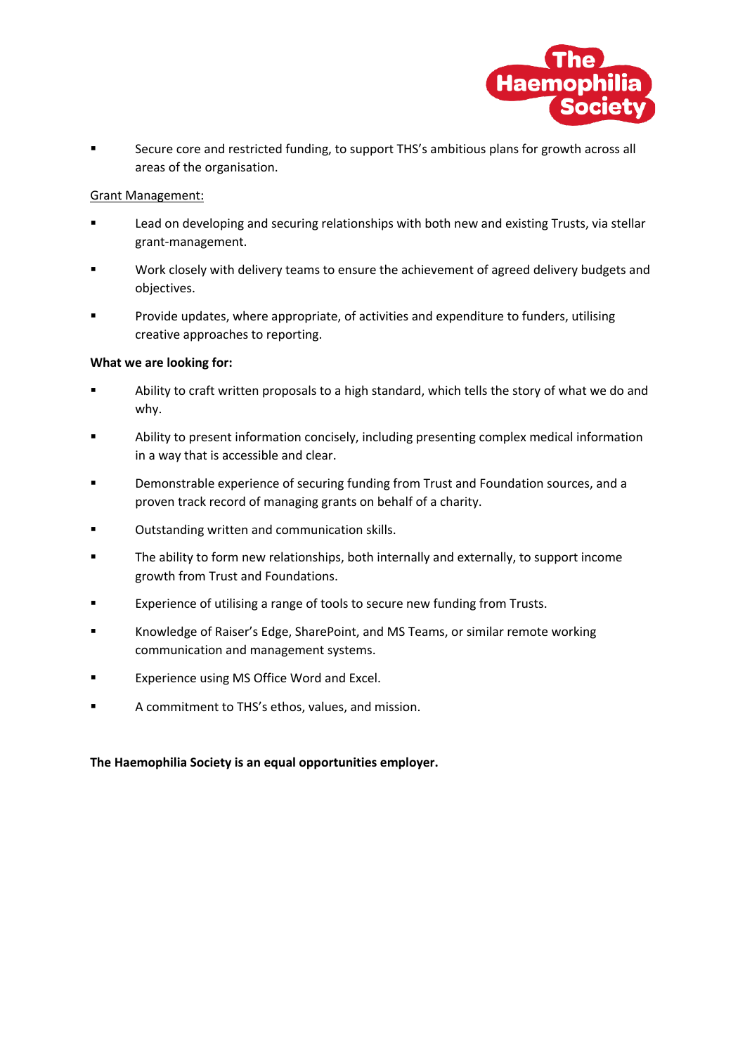- Secure core and restricted funding, to support THS's ambitious plans for growth across all areas of the organisation.

Grant Management:

- Lead on developing and securing relationships with both new and existing Trusts, via stellar grant-management.
- Work closely with delivery teams to ensure the achievement of agreed delivery budgets and objectives.
- Provide updates, where appropriate, of activities and expenditure to funders, utilising creative approaches to reporting.

**What we are looking for:**

- Ability to craft written proposals to a high standard, which tells the story of what we do and why.
- Ability to present information concisely, including presenting complex medical information in a way that is accessible and clear.
- Demonstrable experience of securing funding from Trust and Foundation sources, and a proven track record of managing grants on behalf of a charity.
- Outstanding written and communication skills.
- The ability to form new relationships, both internally and externally, to support income growth from Trust and Foundations.
- Experience of utilising a range of tools to secure new funding from Trusts.
- Knowledge of Raiser's Edge, SharePoint, and MS Teams, or similar remote working communication and management systems.
- Experience using MS Office Word and Excel.
- A commitment to THS's ethos, values, and mission.

**The Haemophilia Society is an equal opportunities employer.**